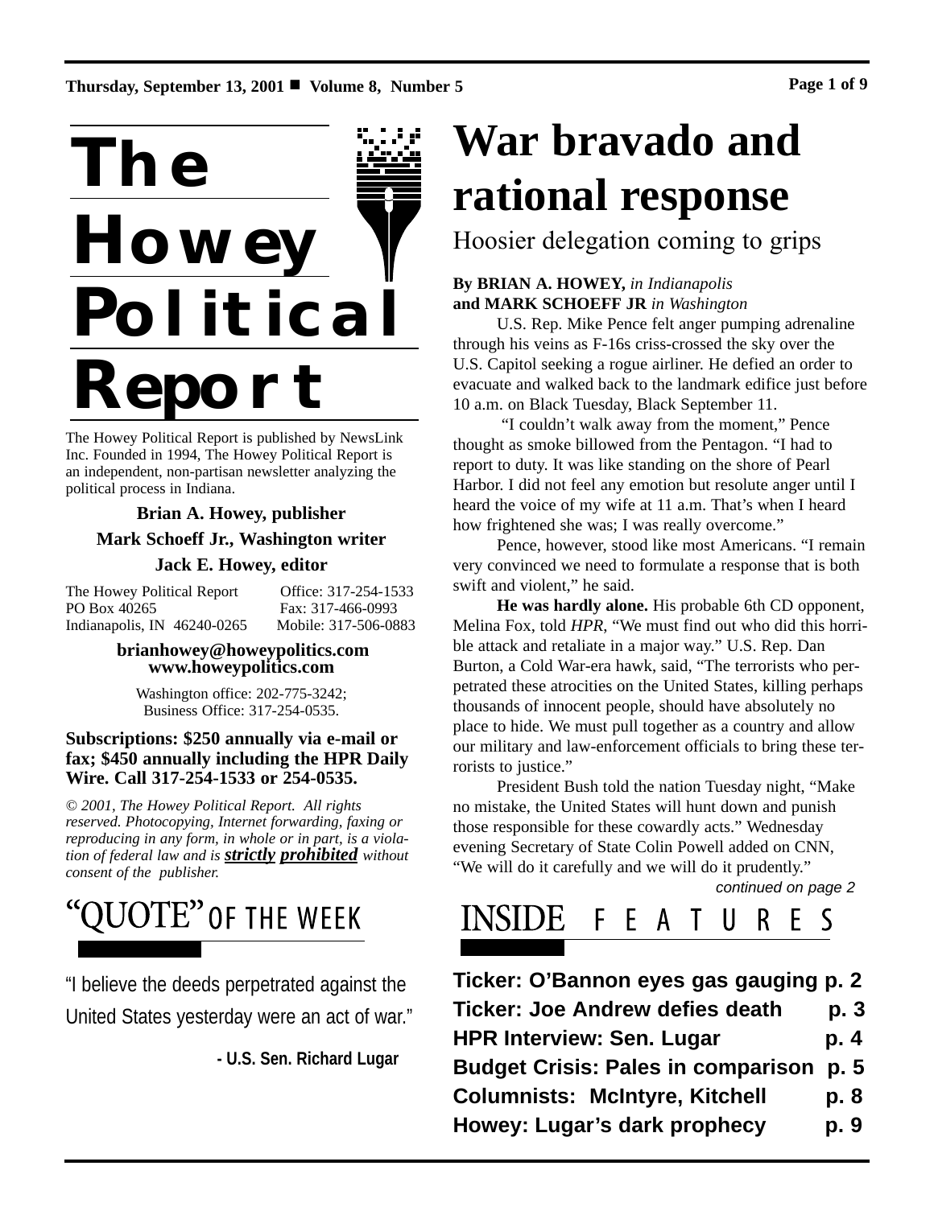Thursday, September 13, 2001 ■ Volume 8, Number 5

# The Howey Political Report

The Howey Political Report is published by NewsLink Inc. Founded in 1994, The Howey Political Report is an independent, non-partisan newsletter analyzing the political process in Indiana.

**Brian A. Howey, publisher**

**Mark Schoeff Jr., Washington writer**

**Jack E. Howey, editor**

The Howey Political Report
PO Box 40265
Indianapolis, IN 46240-0265

Office: 317-254-1533
Fax: 317-466-0993
Mobile: 317-506-0883

**brianhowey@howeypolitics.com**
**www.howeypolitics.com**

Washington office: 202-775-3242;
Business Office: 317-254-0535.

**Subscriptions: $250 annually via e-mail or fax; $450 annually including the HPR Daily Wire. Call 317-254-1533 or 254-0535.**

*© 2001, The Howey Political Report. All rights reserved. Photocopying, Internet forwarding, faxing or reproducing in any form, in whole or in part, is a violation of federal law and is **strictly prohibited** without consent of the publisher.*

## "QUOTE" OF THE WEEK

"I believe the deeds perpetrated against the United States yesterday were an act of war."

**- U.S. Sen. Richard Lugar**

# War bravado and rational response

## Hoosier delegation coming to grips

**By BRIAN A. HOWEY,** *in Indianapolis*
**and MARK SCHOEFF JR** *in Washington*

U.S. Rep. Mike Pence felt anger pumping adrenaline through his veins as F-16s criss-crossed the sky over the U.S. Capitol seeking a rogue airliner. He defied an order to evacuate and walked back to the landmark edifice just before 10 a.m. on Black Tuesday, Black September 11.

"I couldn't walk away from the moment," Pence thought as smoke billowed from the Pentagon. "I had to report to duty. It was like standing on the shore of Pearl Harbor. I did not feel any emotion but resolute anger until I heard the voice of my wife at 11 a.m. That's when I heard how frightened she was; I was really overcome."

Pence, however, stood like most Americans. "I remain very convinced we need to formulate a response that is both swift and violent," he said.

**He was hardly alone.** His probable 6th CD opponent, Melina Fox, told *HPR*, "We must find out who did this horrible attack and retaliate in a major way." U.S. Rep. Dan Burton, a Cold War-era hawk, said, "The terrorists who perpetrated these atrocities on the United States, killing perhaps thousands of innocent people, should have absolutely no place to hide. We must pull together as a country and allow our military and law-enforcement officials to bring these terrorists to justice."

President Bush told the nation Tuesday night, "Make no mistake, the United States will hunt down and punish those responsible for these cowardly acts." Wednesday evening Secretary of State Colin Powell added on CNN, "We will do it carefully and we will do it prudently."

*continued on page 2*

## INSIDE FEATURES

**Ticker: O'Bannon eyes gas gauging p. 2**
**Ticker: Joe Andrew defies death p. 3**
**HPR Interview: Sen. Lugar p. 4**
**Budget Crisis: Pales in comparison p. 5**
**Columnists: McIntyre, Kitchell p. 8**
**Howey: Lugar's dark prophecy p. 9**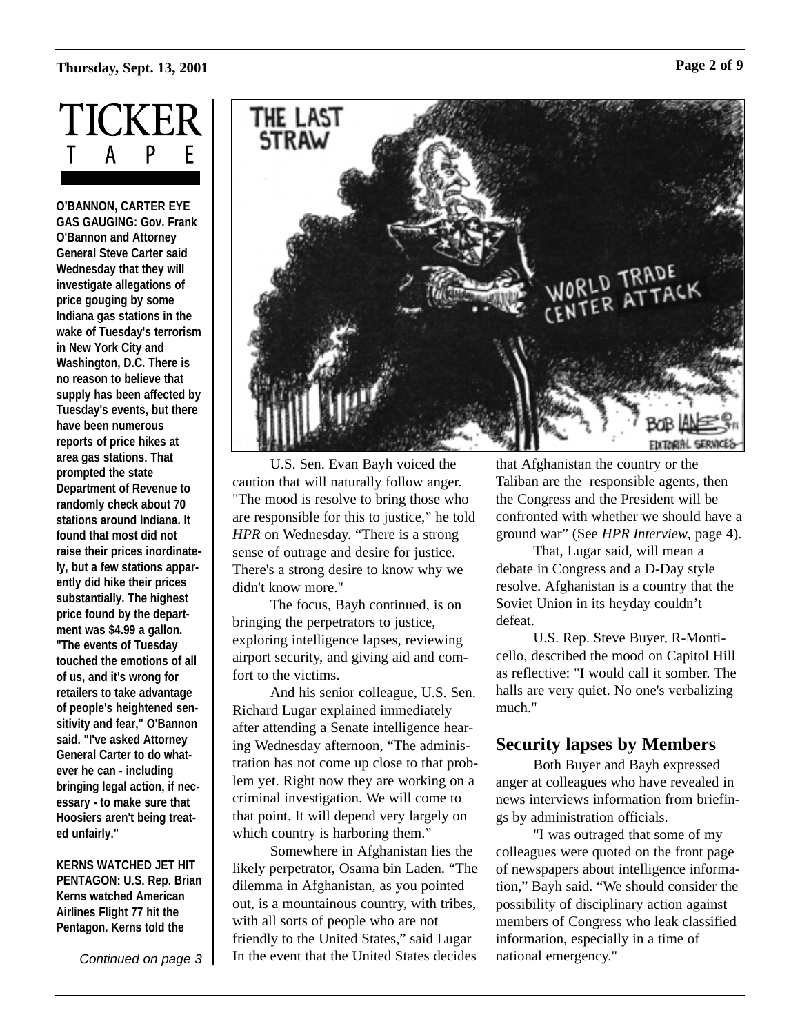# TICKER TAPE

**O'BANNON, CARTER EYE GAS GAUGING: Gov. Frank O'Bannon and Attorney General Steve Carter said Wednesday that they will investigate allegations of price gouging by some Indiana gas stations in the wake of Tuesday's terrorism in New York City and Washington, D.C. There is no reason to believe that supply has been affected by Tuesday's events, but there have been numerous reports of price hikes at area gas stations. That prompted the state Department of Revenue to randomly check about 70 stations around Indiana. It found that most did not raise their prices inordinately, but a few stations apparently did hike their prices substantially. The highest price found by the department was $4.99 a gallon. "The events of Tuesday touched the emotions of all of us, and it's wrong for retailers to take advantage of people's heightened sensitivity and fear," O'Bannon said. "I've asked Attorney General Carter to do whatever he can - including bringing legal action, if necessary - to make sure that Hoosiers aren't being treated unfairly."**

**KERNS WATCHED JET HIT PENTAGON: U.S. Rep. Brian Kerns watched American Airlines Flight 77 hit the Pentagon. Kerns told the**

*Continued on page 3*

U.S. Sen. Evan Bayh voiced the caution that will naturally follow anger. "The mood is resolve to bring those who are responsible for this to justice," he told *HPR* on Wednesday. "There is a strong sense of outrage and desire for justice. There's a strong desire to know why we didn't know more."

The focus, Bayh continued, is on bringing the perpetrators to justice, exploring intelligence lapses, reviewing airport security, and giving aid and comfort to the victims.

And his senior colleague, U.S. Sen. Richard Lugar explained immediately after attending a Senate intelligence hearing Wednesday afternoon, "The administration has not come up close to that problem yet. Right now they are working on a criminal investigation. We will come to that point. It will depend very largely on which country is harboring them."

Somewhere in Afghanistan lies the likely perpetrator, Osama bin Laden. "The dilemma in Afghanistan, as you pointed out, is a mountainous country, with tribes, with all sorts of people who are not friendly to the United States," said Lugar In the event that the United States decides that Afghanistan the country or the Taliban are the responsible agents, then the Congress and the President will be confronted with whether we should have a ground war" (See *HPR Interview*, page 4).

That, Lugar said, will mean a debate in Congress and a D-Day style resolve. Afghanistan is a country that the Soviet Union in its heyday couldn't defeat.

U.S. Rep. Steve Buyer, R-Monticello, described the mood on Capitol Hill as reflective: "I would call it somber. The halls are very quiet. No one's verbalizing much."

## Security lapses by Members

Both Buyer and Bayh expressed anger at colleagues who have revealed in news interviews information from briefings by administration officials.

"I was outraged that some of my colleagues were quoted on the front page of newspapers about intelligence information," Bayh said. "We should consider the possibility of disciplinary action against members of Congress who leak classified information, especially in a time of national emergency."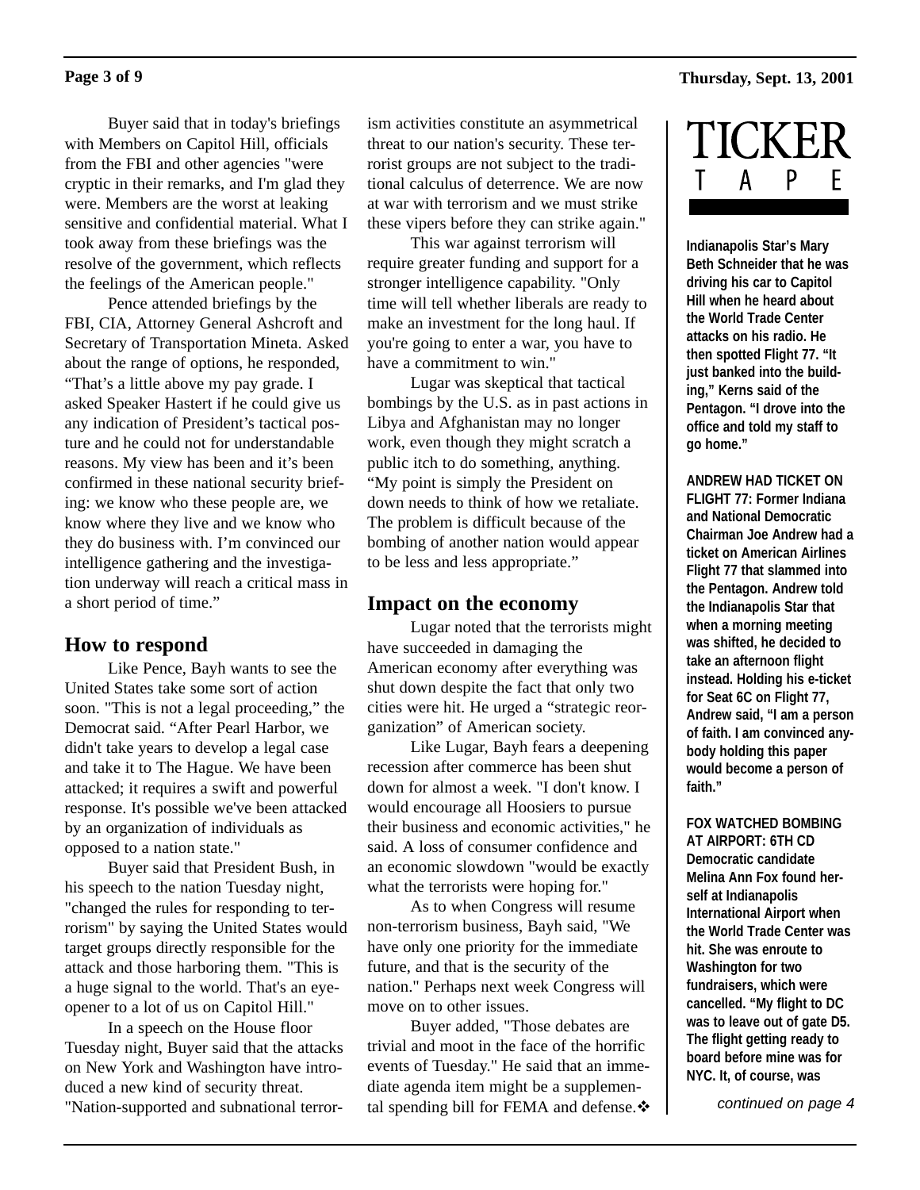Buyer said that in today's briefings with Members on Capitol Hill, officials from the FBI and other agencies "were cryptic in their remarks, and I'm glad they were. Members are the worst at leaking sensitive and confidential material. What I took away from these briefings was the resolve of the government, which reflects the feelings of the American people."

Pence attended briefings by the FBI, CIA, Attorney General Ashcroft and Secretary of Transportation Mineta. Asked about the range of options, he responded, "That's a little above my pay grade. I asked Speaker Hastert if he could give us any indication of President's tactical posture and he could not for understandable reasons. My view has been and it's been confirmed in these national security briefing: we know who these people are, we know where they live and we know who they do business with. I'm convinced our intelligence gathering and the investigation underway will reach a critical mass in a short period of time."

## How to respond

Like Pence, Bayh wants to see the United States take some sort of action soon. "This is not a legal proceeding," the Democrat said. "After Pearl Harbor, we didn't take years to develop a legal case and take it to The Hague. We have been attacked; it requires a swift and powerful response. It's possible we've been attacked by an organization of individuals as opposed to a nation state."

Buyer said that President Bush, in his speech to the nation Tuesday night, "changed the rules for responding to terrorism" by saying the United States would target groups directly responsible for the attack and those harboring them. "This is a huge signal to the world. That's an eye-opener to a lot of us on Capitol Hill."

In a speech on the House floor Tuesday night, Buyer said that the attacks on New York and Washington have introduced a new kind of security threat. "Nation-supported and subnational terrorism activities constitute an asymmetrical threat to our nation's security. These terrorist groups are not subject to the traditional calculus of deterrence. We are now at war with terrorism and we must strike these vipers before they can strike again."

This war against terrorism will require greater funding and support for a stronger intelligence capability. "Only time will tell whether liberals are ready to make an investment for the long haul. If you're going to enter a war, you have to have a commitment to win."

Lugar was skeptical that tactical bombings by the U.S. as in past actions in Libya and Afghanistan may no longer work, even though they might scratch a public itch to do something, anything. "My point is simply the President on down needs to think of how we retaliate. The problem is difficult because of the bombing of another nation would appear to be less and less appropriate."

## Impact on the economy

Lugar noted that the terrorists might have succeeded in damaging the American economy after everything was shut down despite the fact that only two cities were hit. He urged a "strategic reorganization" of American society.

Like Lugar, Bayh fears a deepening recession after commerce has been shut down for almost a week. "I don't know. I would encourage all Hoosiers to pursue their business and economic activities," he said. A loss of consumer confidence and an economic slowdown "would be exactly what the terrorists were hoping for."

As to when Congress will resume non-terrorism business, Bayh said, "We have only one priority for the immediate future, and that is the security of the nation." Perhaps next week Congress will move on to other issues.

Buyer added, "Those debates are trivial and moot in the face of the horrific events of Tuesday." He said that an immediate agenda item might be a supplemental spending bill for FEMA and defense.❖

# TICKER TAPE

**Indianapolis Star's Mary Beth Schneider that he was driving his car to Capitol Hill when he heard about the World Trade Center attacks on his radio. He then spotted Flight 77. "It just banked into the building," Kerns said of the Pentagon. "I drove into the office and told my staff to go home."**

**ANDREW HAD TICKET ON FLIGHT 77: Former Indiana and National Democratic Chairman Joe Andrew had a ticket on American Airlines Flight 77 that slammed into the Pentagon. Andrew told the Indianapolis Star that when a morning meeting was shifted, he decided to take an afternoon flight instead. Holding his e-ticket for Seat 6C on Flight 77, Andrew said, "I am a person of faith. I am convinced anybody holding this paper would become a person of faith."**

**FOX WATCHED BOMBING AT AIRPORT: 6TH CD Democratic candidate Melina Ann Fox found herself at Indianapolis International Airport when the World Trade Center was hit. She was enroute to Washington for two fundraisers, which were cancelled. "My flight to DC was to leave out of gate D5. The flight getting ready to board before mine was for NYC. It, of course, was**

*continued on page 4*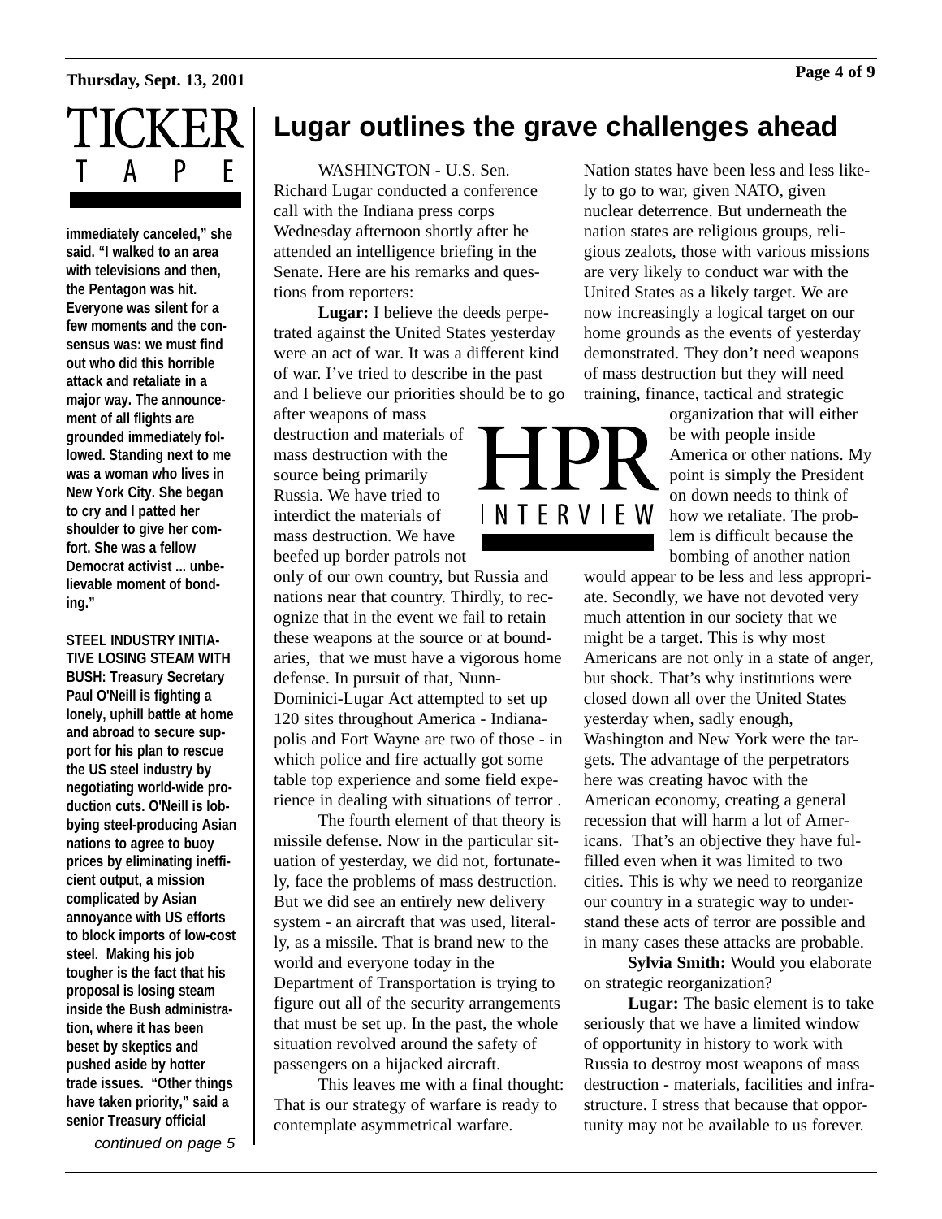# TICKER TAPE

**immediately canceled," she said. "I walked to an area with televisions and then, the Pentagon was hit. Everyone was silent for a few moments and the consensus was: we must find out who did this horrible attack and retaliate in a major way. The announcement of all flights are grounded immediately followed. Standing next to me was a woman who lives in New York City. She began to cry and I patted her shoulder to give her comfort. She was a fellow Democrat activist ... unbelievable moment of bonding."**

**STEEL INDUSTRY INITIATIVE LOSING STEAM WITH BUSH: Treasury Secretary Paul O'Neill is fighting a lonely, uphill battle at home and abroad to secure support for his plan to rescue the US steel industry by negotiating world-wide production cuts. O'Neill is lobbying steel-producing Asian nations to agree to buoy prices by eliminating inefficient output, a mission complicated by Asian annoyance with US efforts to block imports of low-cost steel. Making his job tougher is the fact that his proposal is losing steam inside the Bush administration, where it has been beset by skeptics and pushed aside by hotter trade issues. "Other things have taken priority," said a senior Treasury official**

*continued on page 5*

## Lugar outlines the grave challenges ahead

HPR INTERVIEW

WASHINGTON - U.S. Sen. Richard Lugar conducted a conference call with the Indiana press corps Wednesday afternoon shortly after he attended an intelligence briefing in the Senate. Here are his remarks and questions from reporters:

**Lugar:** I believe the deeds perpetrated against the United States yesterday were an act of war. It was a different kind of war. I've tried to describe in the past and I believe our priorities should be to go after weapons of mass destruction and materials of mass destruction with the source being primarily Russia. We have tried to interdict the materials of mass destruction. We have beefed up border patrols not only of our own country, but Russia and nations near that country. Thirdly, to recognize that in the event we fail to retain these weapons at the source or at boundaries, that we must have a vigorous home defense. In pursuit of that, Nunn-Dominici-Lugar Act attempted to set up 120 sites throughout America - Indianapolis and Fort Wayne are two of those - in which police and fire actually got some table top experience and some field experience in dealing with situations of terror .

The fourth element of that theory is missile defense. Now in the particular situation of yesterday, we did not, fortunately, face the problems of mass destruction. But we did see an entirely new delivery system - an aircraft that was used, literally, as a missile. That is brand new to the world and everyone today in the Department of Transportation is trying to figure out all of the security arrangements that must be set up. In the past, the whole situation revolved around the safety of passengers on a hijacked aircraft.

This leaves me with a final thought: That is our strategy of warfare is ready to contemplate asymmetrical warfare. Nation states have been less and less likely to go to war, given NATO, given nuclear deterrence. But underneath the nation states are religious groups, religious zealots, those with various missions are very likely to conduct war with the United States as a likely target. We are now increasingly a logical target on our home grounds as the events of yesterday demonstrated. They don't need weapons of mass destruction but they will need training, finance, tactical and strategic organization that will either be with people inside America or other nations. My point is simply the President on down needs to think of how we retaliate. The problem is difficult because the bombing of another nation would appear to be less and less appropriate. Secondly, we have not devoted very much attention in our society that we might be a target. This is why most Americans are not only in a state of anger, but shock. That's why institutions were closed down all over the United States yesterday when, sadly enough, Washington and New York were the targets. The advantage of the perpetrators here was creating havoc with the American economy, creating a general recession that will harm a lot of Americans. That's an objective they have fulfilled even when it was limited to two cities. This is why we need to reorganize our country in a strategic way to understand these acts of terror are possible and in many cases these attacks are probable.

**Sylvia Smith:** Would you elaborate on strategic reorganization?

**Lugar:** The basic element is to take seriously that we have a limited window of opportunity in history to work with Russia to destroy most weapons of mass destruction - materials, facilities and infrastructure. I stress that because that opportunity may not be available to us forever.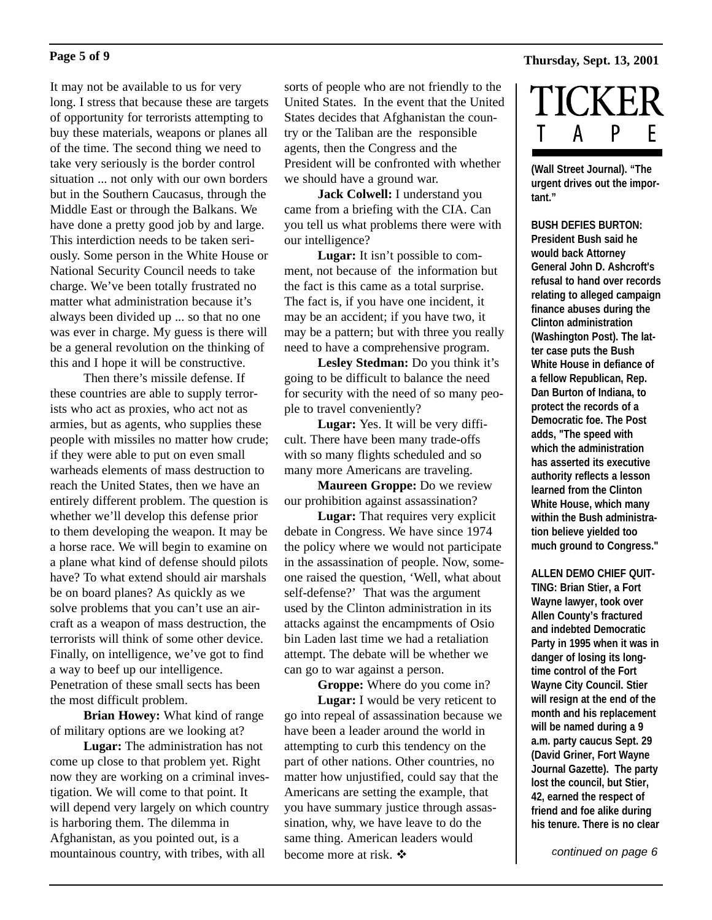It may not be available to us for very long. I stress that because these are targets of opportunity for terrorists attempting to buy these materials, weapons or planes all of the time. The second thing we need to take very seriously is the border control situation ... not only with our own borders but in the Southern Caucasus, through the Middle East or through the Balkans. We have done a pretty good job by and large. This interdiction needs to be taken seriously. Some person in the White House or National Security Council needs to take charge. We've been totally frustrated no matter what administration because it's always been divided up ... so that no one was ever in charge. My guess is there will be a general revolution on the thinking of this and I hope it will be constructive.

Then there's missile defense. If these countries are able to supply terrorists who act as proxies, who act not as armies, but as agents, who supplies these people with missiles no matter how crude; if they were able to put on even small warheads elements of mass destruction to reach the United States, then we have an entirely different problem. The question is whether we'll develop this defense prior to them developing the weapon. It may be a horse race. We will begin to examine on a plane what kind of defense should pilots have? To what extend should air marshals be on board planes? As quickly as we solve problems that you can't use an aircraft as a weapon of mass destruction, the terrorists will think of some other device. Finally, on intelligence, we've got to find a way to beef up our intelligence. Penetration of these small sects has been the most difficult problem.

**Brian Howey:** What kind of range of military options are we looking at?

**Lugar:** The administration has not come up close to that problem yet. Right now they are working on a criminal investigation. We will come to that point. It will depend very largely on which country is harboring them. The dilemma in Afghanistan, as you pointed out, is a mountainous country, with tribes, with all sorts of people who are not friendly to the United States. In the event that the United States decides that Afghanistan the country or the Taliban are the responsible agents, then the Congress and the President will be confronted with whether we should have a ground war.

**Jack Colwell:** I understand you came from a briefing with the CIA. Can you tell us what problems there were with our intelligence?

**Lugar:** It isn't possible to comment, not because of the information but the fact is this came as a total surprise. The fact is, if you have one incident, it may be an accident; if you have two, it may be a pattern; but with three you really need to have a comprehensive program.

**Lesley Stedman:** Do you think it's going to be difficult to balance the need for security with the need of so many people to travel conveniently?

**Lugar:** Yes. It will be very difficult. There have been many trade-offs with so many flights scheduled and so many more Americans are traveling.

**Maureen Groppe:** Do we review our prohibition against assassination?

**Lugar:** That requires very explicit debate in Congress. We have since 1974 the policy where we would not participate in the assassination of people. Now, someone raised the question, 'Well, what about self-defense?' That was the argument used by the Clinton administration in its attacks against the encampments of Osio bin Laden last time we had a retaliation attempt. The debate will be whether we can go to war against a person.

**Groppe:** Where do you come in?

**Lugar:** I would be very reticent to go into repeal of assassination because we have been a leader around the world in attempting to curb this tendency on the part of other nations. Other countries, no matter how unjustified, could say that the Americans are setting the example, that you have summary justice through assassination, why, we have leave to do the same thing. American leaders would become more at risk. ❖

# TICKER TAPE

**(Wall Street Journal). "The urgent drives out the important."**

**BUSH DEFIES BURTON: President Bush said he would back Attorney General John D. Ashcroft's refusal to hand over records relating to alleged campaign finance abuses during the Clinton administration (Washington Post). The latter case puts the Bush White House in defiance of a fellow Republican, Rep. Dan Burton of Indiana, to protect the records of a Democratic foe. The Post adds, "The speed with which the administration has asserted its executive authority reflects a lesson learned from the Clinton White House, which many within the Bush administration believe yielded too much ground to Congress."**

**ALLEN DEMO CHIEF QUITTING: Brian Stier, a Fort Wayne lawyer, took over Allen County's fractured and indebted Democratic Party in 1995 when it was in danger of losing its long-time control of the Fort Wayne City Council. Stier will resign at the end of the month and his replacement will be named during a 9 a.m. party caucus Sept. 29 (David Griner, Fort Wayne Journal Gazette). The party lost the council, but Stier, 42, earned the respect of friend and foe alike during his tenure. There is no clear**

*continued on page 6*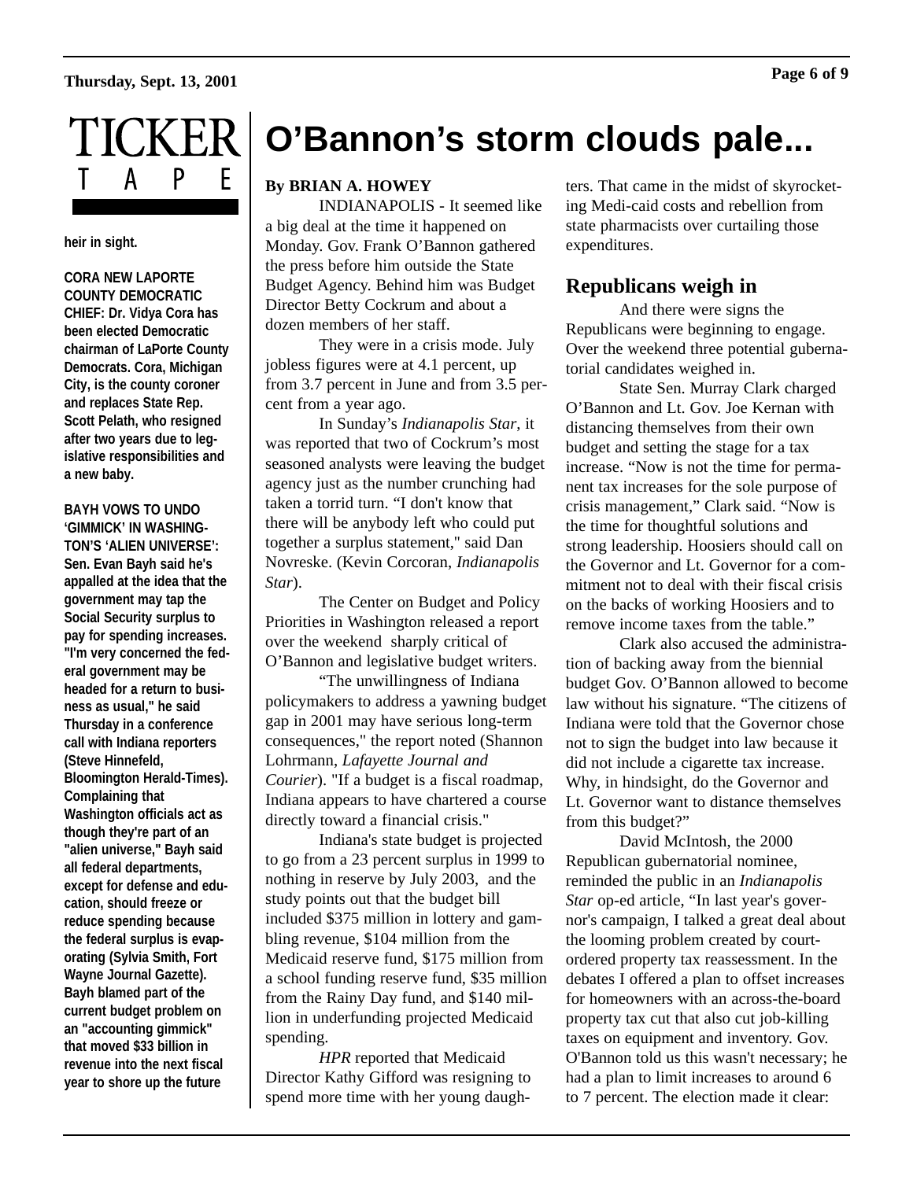# TICKER TAPE

**heir in sight.**

**CORA NEW LAPORTE COUNTY DEMOCRATIC CHIEF: Dr. Vidya Cora has been elected Democratic chairman of LaPorte County Democrats. Cora, Michigan City, is the county coroner and replaces State Rep. Scott Pelath, who resigned after two years due to legislative responsibilities and a new baby.**

**BAYH VOWS TO UNDO 'GIMMICK' IN WASHINGTON'S 'ALIEN UNIVERSE': Sen. Evan Bayh said he's appalled at the idea that the government may tap the Social Security surplus to pay for spending increases. "I'm very concerned the federal government may be headed for a return to business as usual," he said Thursday in a conference call with Indiana reporters (Steve Hinnefeld, Bloomington Herald-Times). Complaining that Washington officials act as though they're part of an "alien universe," Bayh said all federal departments, except for defense and education, should freeze or reduce spending because the federal surplus is evaporating (Sylvia Smith, Fort Wayne Journal Gazette). Bayh blamed part of the current budget problem on an "accounting gimmick" that moved $33 billion in revenue into the next fiscal year to shore up the future**

# O'Bannon's storm clouds pale...

**By BRIAN A. HOWEY**

INDIANAPOLIS - It seemed like a big deal at the time it happened on Monday. Gov. Frank O'Bannon gathered the press before him outside the State Budget Agency. Behind him was Budget Director Betty Cockrum and about a dozen members of her staff.

They were in a crisis mode. July jobless figures were at 4.1 percent, up from 3.7 percent in June and from 3.5 percent from a year ago.

In Sunday's *Indianapolis Star*, it was reported that two of Cockrum's most seasoned analysts were leaving the budget agency just as the number crunching had taken a torrid turn. "I don't know that there will be anybody left who could put together a surplus statement," said Dan Novreske. (Kevin Corcoran, *Indianapolis Star*).

The Center on Budget and Policy Priorities in Washington released a report over the weekend sharply critical of O'Bannon and legislative budget writers.

"The unwillingness of Indiana policymakers to address a yawning budget gap in 2001 may have serious long-term consequences," the report noted (Shannon Lohrmann, *Lafayette Journal and Courier*). "If a budget is a fiscal roadmap, Indiana appears to have chartered a course directly toward a financial crisis."

Indiana's state budget is projected to go from a 23 percent surplus in 1999 to nothing in reserve by July 2003, and the study points out that the budget bill included $375 million in lottery and gambling revenue, $104 million from the Medicaid reserve fund, $175 million from a school funding reserve fund, $35 million from the Rainy Day fund, and $140 million in underfunding projected Medicaid spending.

*HPR* reported that Medicaid Director Kathy Gifford was resigning to spend more time with her young daughters. That came in the midst of skyrocketing Medi-caid costs and rebellion from state pharmacists over curtailing those expenditures.

## Republicans weigh in

And there were signs the Republicans were beginning to engage. Over the weekend three potential gubernatorial candidates weighed in.

State Sen. Murray Clark charged O'Bannon and Lt. Gov. Joe Kernan with distancing themselves from their own budget and setting the stage for a tax increase. "Now is not the time for permanent tax increases for the sole purpose of crisis management," Clark said. "Now is the time for thoughtful solutions and strong leadership. Hoosiers should call on the Governor and Lt. Governor for a commitment not to deal with their fiscal crisis on the backs of working Hoosiers and to remove income taxes from the table."

Clark also accused the administration of backing away from the biennial budget Gov. O'Bannon allowed to become law without his signature. "The citizens of Indiana were told that the Governor chose not to sign the budget into law because it did not include a cigarette tax increase. Why, in hindsight, do the Governor and Lt. Governor want to distance themselves from this budget?"

David McIntosh, the 2000 Republican gubernatorial nominee, reminded the public in an *Indianapolis Star* op-ed article, "In last year's governor's campaign, I talked a great deal about the looming problem created by court-ordered property tax reassessment. In the debates I offered a plan to offset increases for homeowners with an across-the-board property tax cut that also cut job-killing taxes on equipment and inventory. Gov. O'Bannon told us this wasn't necessary; he had a plan to limit increases to around 6 to 7 percent. The election made it clear: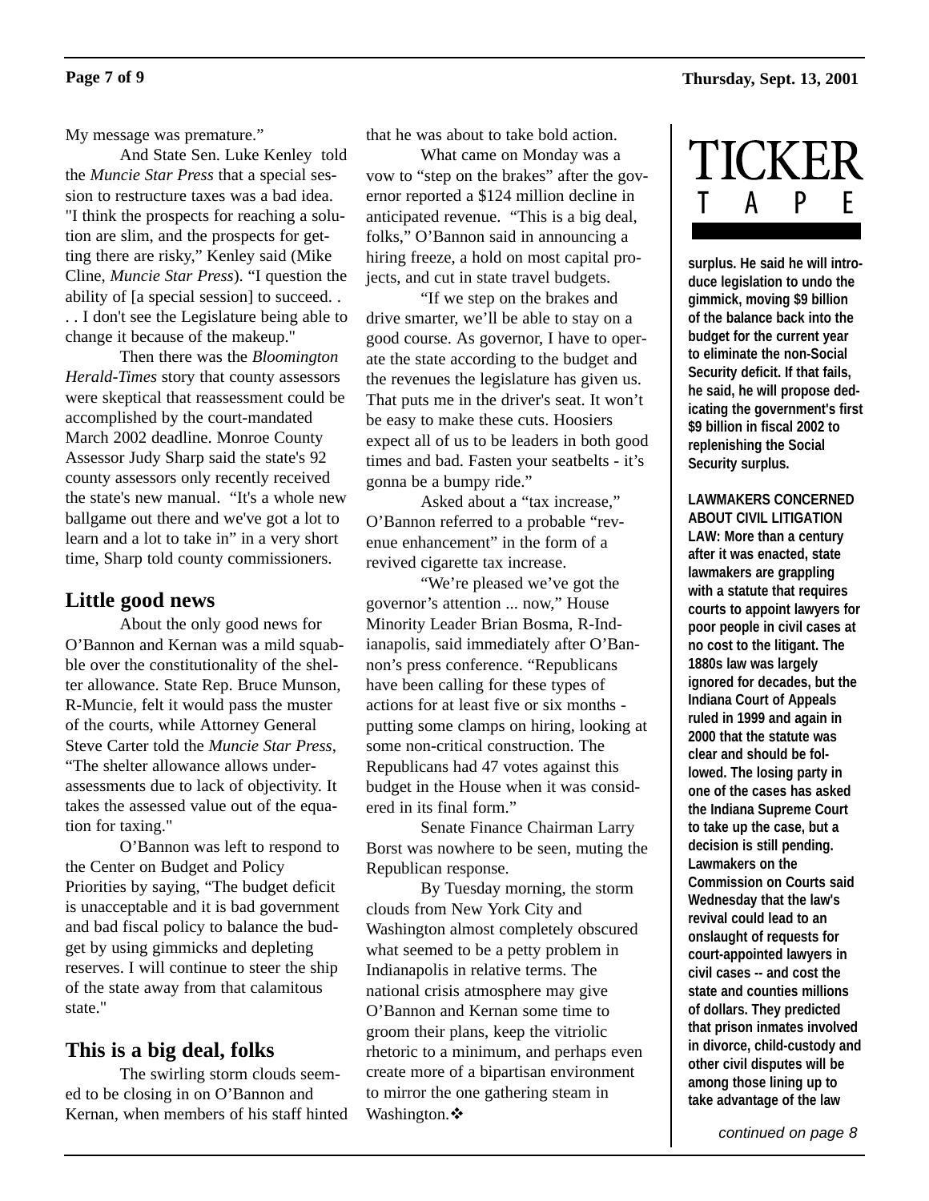My message was premature."

And State Sen. Luke Kenley told the *Muncie Star Press* that a special session to restructure taxes was a bad idea. "I think the prospects for reaching a solution are slim, and the prospects for getting there are risky," Kenley said (Mike Cline, *Muncie Star Press*). "I question the ability of [a special session] to succeed. . . . I don't see the Legislature being able to change it because of the makeup."

Then there was the *Bloomington Herald-Times* story that county assessors were skeptical that reassessment could be accomplished by the court-mandated March 2002 deadline. Monroe County Assessor Judy Sharp said the state's 92 county assessors only recently received the state's new manual. "It's a whole new ballgame out there and we've got a lot to learn and a lot to take in" in a very short time, Sharp told county commissioners.

## Little good news

About the only good news for O'Bannon and Kernan was a mild squabble over the constitutionality of the shelter allowance. State Rep. Bruce Munson, R-Muncie, felt it would pass the muster of the courts, while Attorney General Steve Carter told the *Muncie Star Press*, "The shelter allowance allows underassessments due to lack of objectivity. It takes the assessed value out of the equation for taxing."

O'Bannon was left to respond to the Center on Budget and Policy Priorities by saying, "The budget deficit is unacceptable and it is bad government and bad fiscal policy to balance the budget by using gimmicks and depleting reserves. I will continue to steer the ship of the state away from that calamitous state."

## This is a big deal, folks

The swirling storm clouds seemed to be closing in on O'Bannon and Kernan, when members of his staff hinted that he was about to take bold action.

What came on Monday was a vow to "step on the brakes" after the governor reported a $124 million decline in anticipated revenue. "This is a big deal, folks," O'Bannon said in announcing a hiring freeze, a hold on most capital projects, and cut in state travel budgets.

"If we step on the brakes and drive smarter, we'll be able to stay on a good course. As governor, I have to operate the state according to the budget and the revenues the legislature has given us. That puts me in the driver's seat. It won't be easy to make these cuts. Hoosiers expect all of us to be leaders in both good times and bad. Fasten your seatbelts - it's gonna be a bumpy ride."

Asked about a "tax increase," O'Bannon referred to a probable "revenue enhancement" in the form of a revived cigarette tax increase.

"We're pleased we've got the governor's attention ... now," House Minority Leader Brian Bosma, R-Indianapolis, said immediately after O'Bannon's press conference. "Republicans have been calling for these types of actions for at least five or six months - putting some clamps on hiring, looking at some non-critical construction. The Republicans had 47 votes against this budget in the House when it was considered in its final form."

Senate Finance Chairman Larry Borst was nowhere to be seen, muting the Republican response.

By Tuesday morning, the storm clouds from New York City and Washington almost completely obscured what seemed to be a petty problem in Indianapolis in relative terms. The national crisis atmosphere may give O'Bannon and Kernan some time to groom their plans, keep the vitriolic rhetoric to a minimum, and perhaps even create more of a bipartisan environment to mirror the one gathering steam in Washington.❖

# TICKER TAPE

**surplus. He said he will introduce legislation to undo the gimmick, moving $9 billion of the balance back into the budget for the current year to eliminate the non-Social Security deficit. If that fails, he said, he will propose dedicating the government's first $9 billion in fiscal 2002 to replenishing the Social Security surplus.**

**LAWMAKERS CONCERNED ABOUT CIVIL LITIGATION LAW: More than a century after it was enacted, state lawmakers are grappling with a statute that requires courts to appoint lawyers for poor people in civil cases at no cost to the litigant. The 1880s law was largely ignored for decades, but the Indiana Court of Appeals ruled in 1999 and again in 2000 that the statute was clear and should be followed. The losing party in one of the cases has asked the Indiana Supreme Court to take up the case, but a decision is still pending. Lawmakers on the Commission on Courts said Wednesday that the law's revival could lead to an onslaught of requests for court-appointed lawyers in civil cases -- and cost the state and counties millions of dollars. They predicted that prison inmates involved in divorce, child-custody and other civil disputes will be among those lining up to take advantage of the law**

*continued on page 8*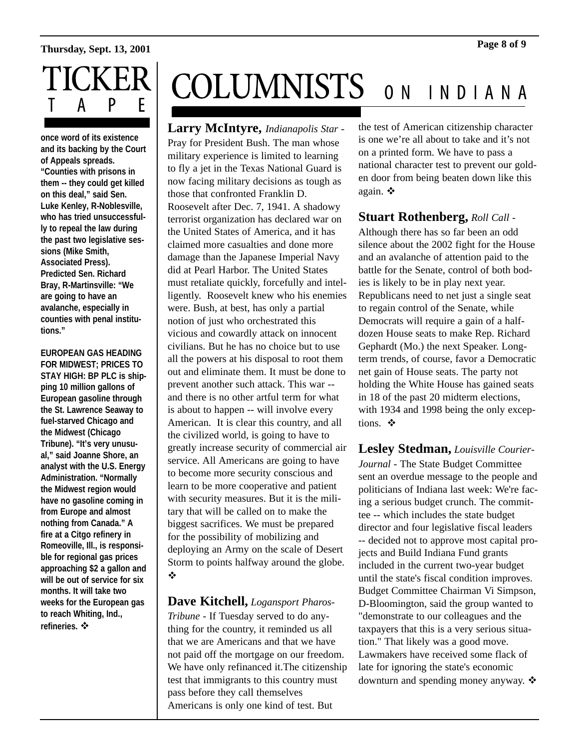# TICKER TAPE

once word of its existence and its backing by the Court of Appeals spreads. "Counties with prisons in them -- they could get killed on this deal," said Sen. Luke Kenley, R-Noblesville, who has tried unsuccessfully to repeal the law during the past two legislative sessions (Mike Smith, Associated Press). Predicted Sen. Richard Bray, R-Martinsville: "We are going to have an avalanche, especially in counties with penal institutions."

**EUROPEAN GAS HEADING FOR MIDWEST; PRICES TO STAY HIGH:** BP PLC is shipping 10 million gallons of European gasoline through the St. Lawrence Seaway to fuel-starved Chicago and the Midwest (Chicago Tribune). "It's very unusual," said Joanne Shore, an analyst with the U.S. Energy Administration. "Normally the Midwest region would have no gasoline coming in from Europe and almost nothing from Canada." A fire at a Citgo refinery in Romeoville, Ill., is responsible for regional gas prices approaching $2 a gallon and will be out of service for six months. It will take two weeks for the European gas to reach Whiting, Ind., refineries. ❖

# COLUMNISTS ON INDIANA

**Larry McIntyre,** *Indianapolis Star* - Pray for President Bush. The man whose military experience is limited to learning to fly a jet in the Texas National Guard is now facing military decisions as tough as those that confronted Franklin D. Roosevelt after Dec. 7, 1941. A shadowy terrorist organization has declared war on the United States of America, and it has claimed more casualties and done more damage than the Japanese Imperial Navy did at Pearl Harbor. The United States must retaliate quickly, forcefully and intelligently. Roosevelt knew who his enemies were. Bush, at best, has only a partial notion of just who orchestrated this vicious and cowardly attack on innocent civilians. But he has no choice but to use all the powers at his disposal to root them out and eliminate them. It must be done to prevent another such attack. This war -- and there is no other artful term for what is about to happen -- will involve every American. It is clear this country, and all the civilized world, is going to have to greatly increase security of commercial air service. All Americans are going to have to become more security conscious and learn to be more cooperative and patient with security measures. But it is the military that will be called on to make the biggest sacrifices. We must be prepared for the possibility of mobilizing and deploying an Army on the scale of Desert Storm to points halfway around the globe. ❖

**Dave Kitchell,** *Logansport Pharos-Tribune* - If Tuesday served to do anything for the country, it reminded us all that we are Americans and that we have not paid off the mortgage on our freedom. We have only refinanced it.The citizenship test that immigrants to this country must pass before they call themselves Americans is only one kind of test. But the test of American citizenship character is one we're all about to take and it's not on a printed form. We have to pass a national character test to prevent our golden door from being beaten down like this again. ❖

**Stuart Rothenberg,** *Roll Call* - Although there has so far been an odd silence about the 2002 fight for the House and an avalanche of attention paid to the battle for the Senate, control of both bodies is likely to be in play next year. Republicans need to net just a single seat to regain control of the Senate, while Democrats will require a gain of a half-dozen House seats to make Rep. Richard Gephardt (Mo.) the next Speaker. Long-term trends, of course, favor a Democratic net gain of House seats. The party not holding the White House has gained seats in 18 of the past 20 midterm elections, with 1934 and 1998 being the only exceptions. ❖

**Lesley Stedman,** *Louisville Courier-Journal* - The State Budget Committee sent an overdue message to the people and politicians of Indiana last week: We're facing a serious budget crunch. The committee -- which includes the state budget director and four legislative fiscal leaders -- decided not to approve most capital projects and Build Indiana Fund grants included in the current two-year budget until the state's fiscal condition improves. Budget Committee Chairman Vi Simpson, D-Bloomington, said the group wanted to "demonstrate to our colleagues and the taxpayers that this is a very serious situation." That likely was a good move. Lawmakers have received some flack of late for ignoring the state's economic downturn and spending money anyway. ❖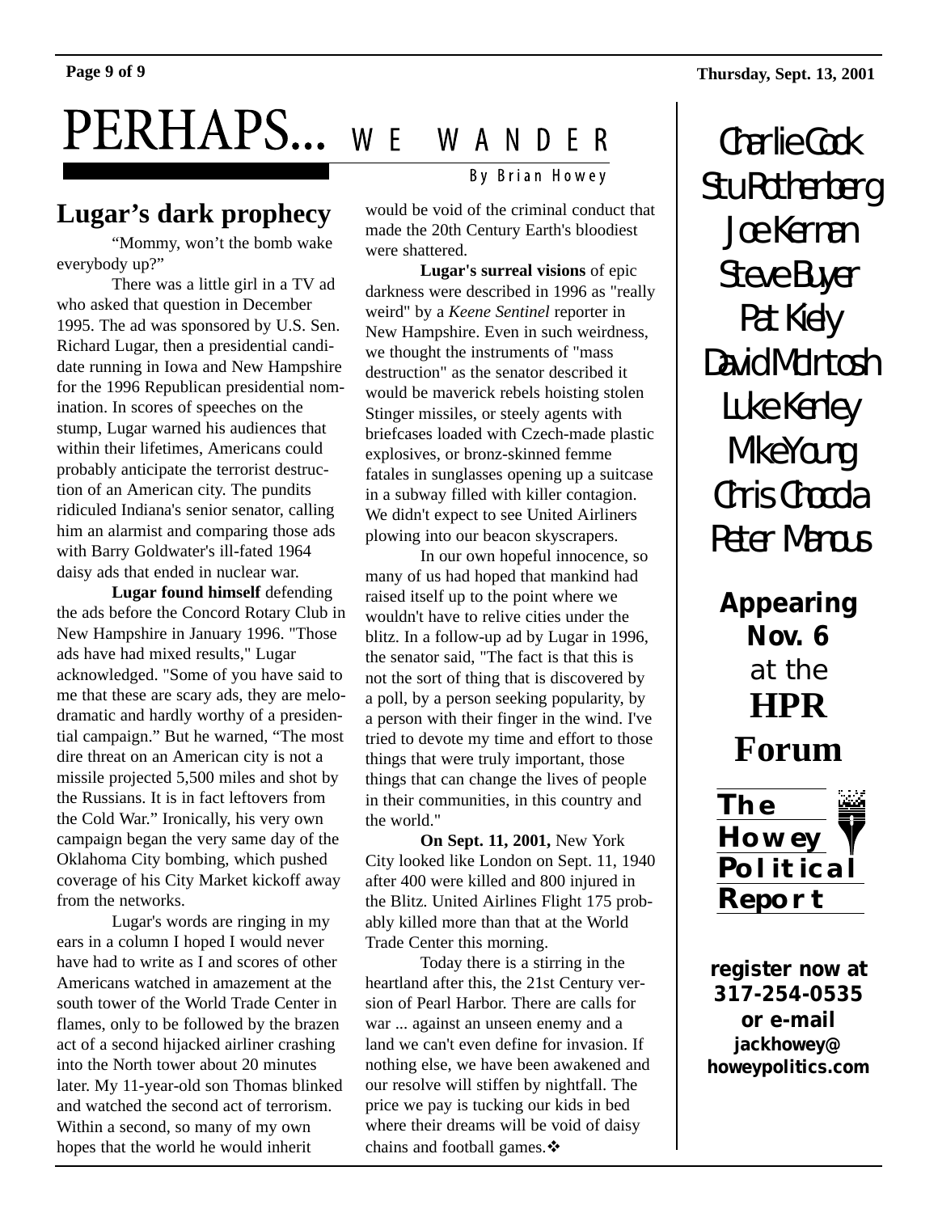# PERHAPS... WE WANDER

By Brian Howey

## Lugar's dark prophecy

"Mommy, won't the bomb wake everybody up?"

There was a little girl in a TV ad who asked that question in December 1995. The ad was sponsored by U.S. Sen. Richard Lugar, then a presidential candidate running in Iowa and New Hampshire for the 1996 Republican presidential nomination. In scores of speeches on the stump, Lugar warned his audiences that within their lifetimes, Americans could probably anticipate the terrorist destruction of an American city. The pundits ridiculed Indiana's senior senator, calling him an alarmist and comparing those ads with Barry Goldwater's ill-fated 1964 daisy ads that ended in nuclear war.

**Lugar found himself** defending the ads before the Concord Rotary Club in New Hampshire in January 1996. "Those ads have had mixed results," Lugar acknowledged. "Some of you have said to me that these are scary ads, they are melodramatic and hardly worthy of a presidential campaign." But he warned, "The most dire threat on an American city is not a missile projected 5,500 miles and shot by the Russians. It is in fact leftovers from the Cold War." Ironically, his very own campaign began the very same day of the Oklahoma City bombing, which pushed coverage of his City Market kickoff away from the networks.

Lugar's words are ringing in my ears in a column I hoped I would never have had to write as I and scores of other Americans watched in amazement at the south tower of the World Trade Center in flames, only to be followed by the brazen act of a second hijacked airliner crashing into the North tower about 20 minutes later. My 11-year-old son Thomas blinked and watched the second act of terrorism. Within a second, so many of my own hopes that the world he would inherit would be void of the criminal conduct that made the 20th Century Earth's bloodiest were shattered.

**Lugar's surreal visions** of epic darkness were described in 1996 as "really weird" by a *Keene Sentinel* reporter in New Hampshire. Even in such weirdness, we thought the instruments of "mass destruction" as the senator described it would be maverick rebels hoisting stolen Stinger missiles, or steely agents with briefcases loaded with Czech-made plastic explosives, or bronz-skinned femme fatales in sunglasses opening up a suitcase in a subway filled with killer contagion. We didn't expect to see United Airliners plowing into our beacon skyscrapers.

In our own hopeful innocence, so many of us had hoped that mankind had raised itself up to the point where we wouldn't have to relive cities under the blitz. In a follow-up ad by Lugar in 1996, the senator said, "The fact is that this is not the sort of thing that is discovered by a poll, by a person seeking popularity, by a person with their finger in the wind. I've tried to devote my time and effort to those things that were truly important, those things that can change the lives of people in their communities, in this country and the world."

**On Sept. 11, 2001,** New York City looked like London on Sept. 11, 1940 after 400 were killed and 800 injured in the Blitz. United Airlines Flight 175 probably killed more than that at the World Trade Center this morning.

Today there is a stirring in the heartland after this, the 21st Century version of Pearl Harbor. There are calls for war ... against an unseen enemy and a land we can't even define for invasion. If nothing else, we have been awakened and our resolve will stiffen by nightfall. The price we pay is tucking our kids in bed where their dreams will be void of daisy chains and football games.❖

---

Charlie Cook
Stu Rothenberg
Joe Kernan
Steve Buyer
Pat Kiely
David McIntosh
Luke Kenley
Mike Young
Chris Chocola
Peter Manous

**Appearing Nov. 6** at the **HPR Forum**

**The Howey Political Report**

**register now at 317-254-0535 or e-mail jackhowey@howeypolitics.com**